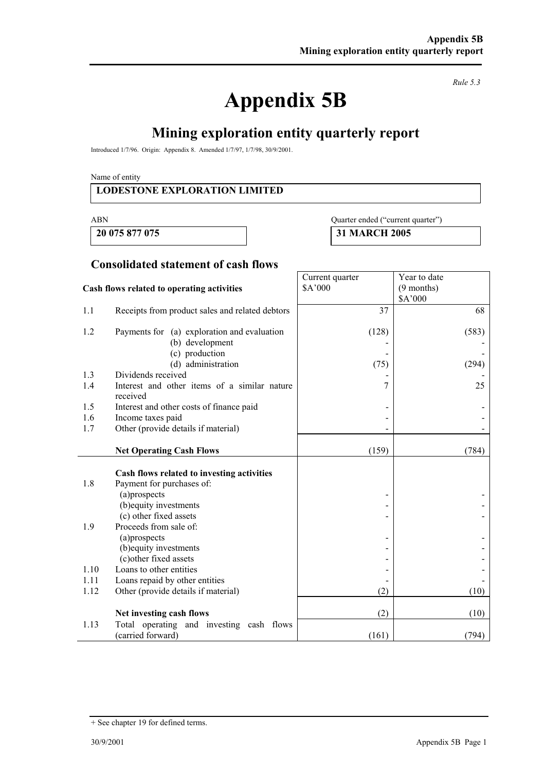*Rule 5.3*

# Appendix 5B

## Mining exploration entity quarterly report

Introduced 1/7/96. Origin: Appendix 8. Amended 1/7/97, 1/7/98, 30/9/2001.

Name of entity

**LODESTONE EXPLORATION LIMITED**

| ABN | Quarter ended ("current quarter") |
|---|---|
| **20 075 877 075** | **31 MARCH 2005** |

### Consolidated statement of cash flows

| | **Cash flows related to operating activities** | Current quarter $A'000 | Year to date (9 months) $A'000 |
|---|---|---|---|
| 1.1 | Receipts from product sales and related debtors | 37 | 68 |
| 1.2 | Payments for (a) exploration and evaluation | (128) | (583) |
| | (b) development | - | - |
| | (c) production | - | - |
| | (d) administration | (75) | (294) |
| 1.3 | Dividends received | - | - |
| 1.4 | Interest and other items of a similar nature received | 7 | 25 |
| 1.5 | Interest and other costs of finance paid | - | - |
| 1.6 | Income taxes paid | - | - |
| 1.7 | Other (provide details if material) | - | - |
| | **Net Operating Cash Flows** | (159) | (784) |
| | **Cash flows related to investing activities** | | |
| 1.8 | Payment for purchases of: | | |
| | (a)prospects | - | - |
| | (b)equity investments | - | - |
| | (c) other fixed assets | - | - |
| 1.9 | Proceeds from sale of: | | |
| | (a)prospects | - | - |
| | (b)equity investments | - | - |
| | (c)other fixed assets | - | - |
| 1.10 | Loans to other entities | - | - |
| 1.11 | Loans repaid by other entities | - | - |
| 1.12 | Other (provide details if material) | (2) | (10) |
| | **Net investing cash flows** | (2) | (10) |
| 1.13 | Total operating and investing cash flows (carried forward) | (161) | (794) |

+ See chapter 19 for defined terms.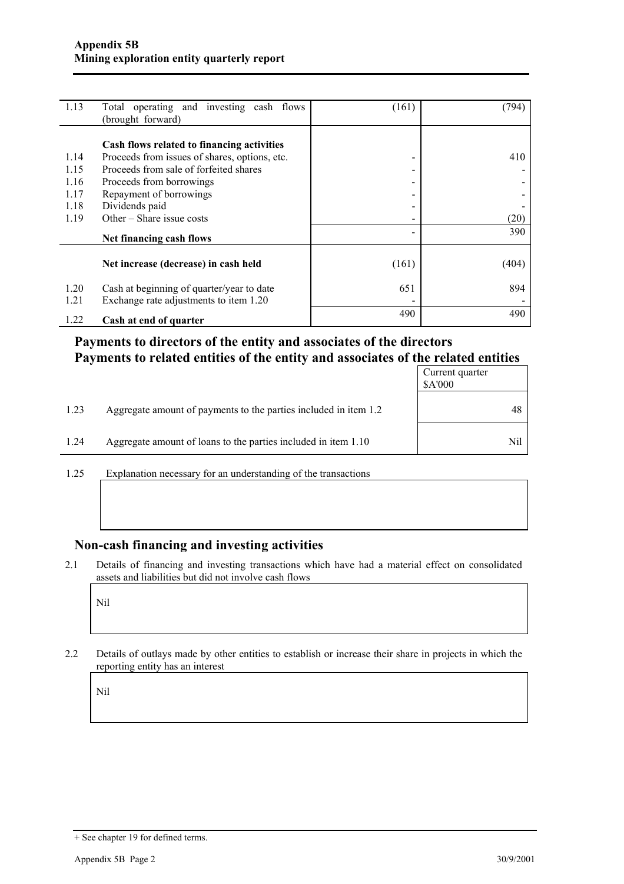| | | | |
|---|---|---|---|
| 1.13 | Total operating and investing cash flows (brought forward) | (161) | (794) |
| | **Cash flows related to financing activities** | | |
| 1.14 | Proceeds from issues of shares, options, etc. | - | 410 |
| 1.15 | Proceeds from sale of forfeited shares | - | - |
| 1.16 | Proceeds from borrowings | - | - |
| 1.17 | Repayment of borrowings | - | - |
| 1.18 | Dividends paid | - | - |
| 1.19 | Other – Share issue costs | - | (20) |
| | **Net financing cash flows** | - | 390 |
| | **Net increase (decrease) in cash held** | (161) | (404) |
| 1.20 | Cash at beginning of quarter/year to date | 651 | 894 |
| 1.21 | Exchange rate adjustments to item 1.20 | - | - |
| 1.22 | **Cash at end of quarter** | 490 | 490 |

## Payments to directors of the entity and associates of the directors
## Payments to related entities of the entity and associates of the related entities

| | | Current quarter $A'000 |
|---|---|---|
| 1.23 | Aggregate amount of payments to the parties included in item 1.2 | 48 |
| 1.24 | Aggregate amount of loans to the parties included in item 1.10 | Nil |

1.25 Explanation necessary for an understanding of the transactions

## Non-cash financing and investing activities

2.1 Details of financing and investing transactions which have had a material effect on consolidated assets and liabilities but did not involve cash flows

Nil

2.2 Details of outlays made by other entities to establish or increase their share in projects in which the reporting entity has an interest

Nil

+ See chapter 19 for defined terms.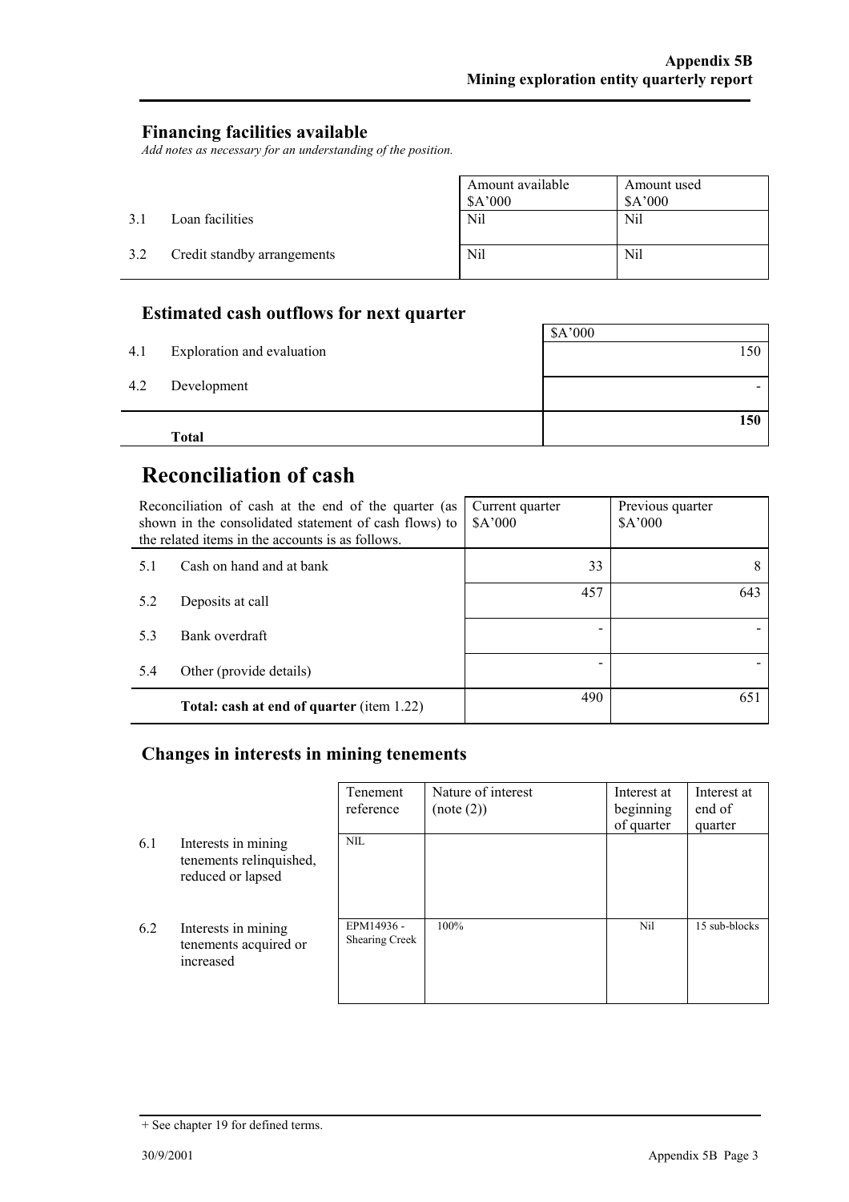## Financing facilities available

*Add notes as necessary for an understanding of the position.*

| | | Amount available $A'000 | Amount used $A'000 |
|---|---|---|---|
| 3.1 | Loan facilities | Nil | Nil |
| 3.2 | Credit standby arrangements | Nil | Nil |

## Estimated cash outflows for next quarter

| | | $A'000 |
|---|---|---|
| 4.1 | Exploration and evaluation | 150 |
| 4.2 | Development | - |
| | **Total** | **150** |

# Reconciliation of cash

| Reconciliation of cash at the end of the quarter (as shown in the consolidated statement of cash flows) to the related items in the accounts is as follows. | | Current quarter $A'000 | Previous quarter $A'000 |
|---|---|---|---|
| 5.1 | Cash on hand and at bank | 33 | 8 |
| 5.2 | Deposits at call | 457 | 643 |
| 5.3 | Bank overdraft | - | - |
| 5.4 | Other (provide details) | - | - |
| | **Total: cash at end of quarter** (item 1.22) | 490 | 651 |

## Changes in interests in mining tenements

| | | Tenement reference | Nature of interest (note (2)) | Interest at beginning of quarter | Interest at end of quarter |
|---|---|---|---|---|---|
| 6.1 | Interests in mining tenements relinquished, reduced or lapsed | NIL | | | |
| 6.2 | Interests in mining tenements acquired or increased | EPM14936 - Shearing Creek | 100% | Nil | 15 sub-blocks |

+ See chapter 19 for defined terms.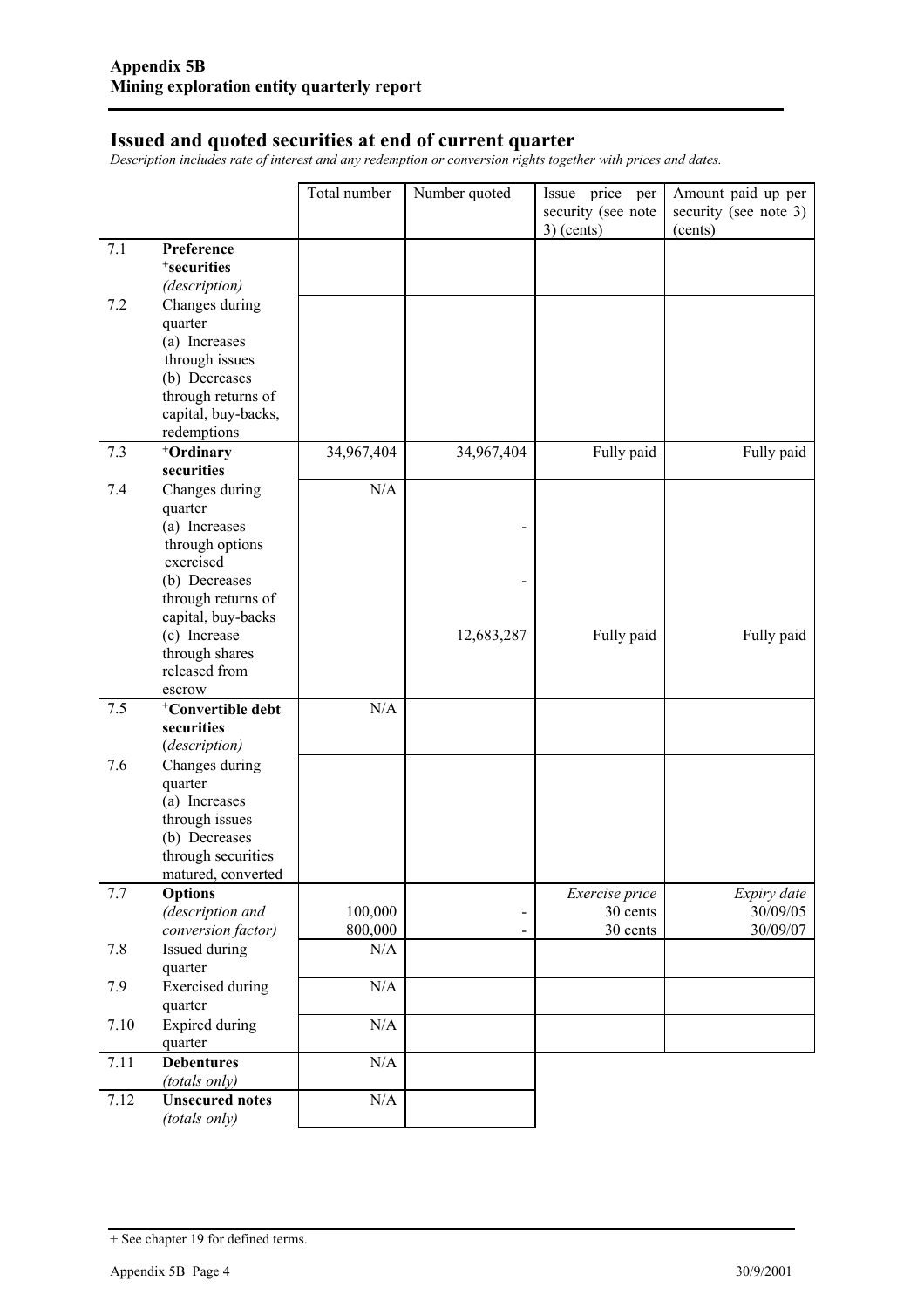## Issued and quoted securities at end of current quarter

*Description includes rate of interest and any redemption or conversion rights together with prices and dates.*

| | | Total number | Number quoted | Issue price per security (see note 3) (cents) | Amount paid up per security (see note 3) (cents) |
|---|---|---|---|---|---|
| 7.1 | **Preference +securities** *(description)* | | | | |
| 7.2 | Changes during quarter (a) Increases through issues (b) Decreases through returns of capital, buy-backs, redemptions | | | | |
| 7.3 | **+Ordinary securities** | 34,967,404 | 34,967,404 | Fully paid | Fully paid |
| 7.4 | Changes during quarter (a) Increases through options exercised (b) Decreases through returns of capital, buy-backs (c) Increase through shares released from escrow | N/A | - <br> - <br> 12,683,287 | Fully paid | Fully paid |
| 7.5 | **+Convertible debt securities** *(description)* | N/A | | | |
| 7.6 | Changes during quarter (a) Increases through issues (b) Decreases through securities matured, converted | | | | |
| 7.7 | **Options** *(description and conversion factor)* | 100,000 <br> 800,000 | - <br> - | *Exercise price* <br> 30 cents <br> 30 cents | *Expiry date* <br> 30/09/05 <br> 30/09/07 |
| 7.8 | Issued during quarter | N/A | | | |
| 7.9 | Exercised during quarter | N/A | | | |
| 7.10 | Expired during quarter | N/A | | | |
| 7.11 | **Debentures** *(totals only)* | N/A | | | |
| 7.12 | **Unsecured notes** *(totals only)* | N/A | | | |

+ See chapter 19 for defined terms.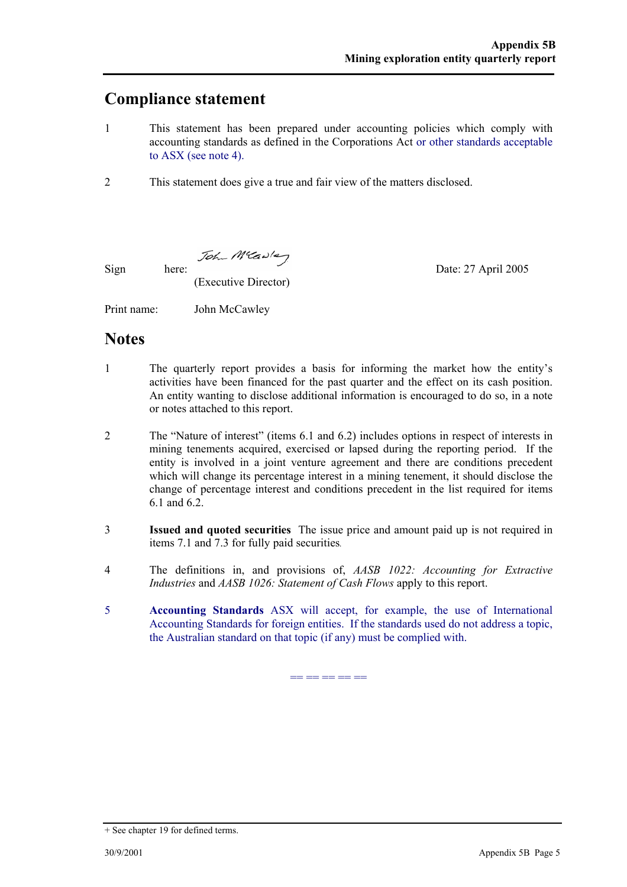## Compliance statement

1 This statement has been prepared under accounting policies which comply with accounting standards as defined in the Corporations Act or other standards acceptable to ASX (see note 4).

2 This statement does give a true and fair view of the matters disclosed.

Sign here: John McCawley (Executive Director) Date: 27 April 2005

Print name: John McCawley

## Notes

1 The quarterly report provides a basis for informing the market how the entity's activities have been financed for the past quarter and the effect on its cash position. An entity wanting to disclose additional information is encouraged to do so, in a note or notes attached to this report.

2 The "Nature of interest" (items 6.1 and 6.2) includes options in respect of interests in mining tenements acquired, exercised or lapsed during the reporting period. If the entity is involved in a joint venture agreement and there are conditions precedent which will change its percentage interest in a mining tenement, it should disclose the change of percentage interest and conditions precedent in the list required for items 6.1 and 6.2.

3 **Issued and quoted securities** The issue price and amount paid up is not required in items 7.1 and 7.3 for fully paid securities.

4 The definitions in, and provisions of, *AASB 1022: Accounting for Extractive Industries* and *AASB 1026: Statement of Cash Flows* apply to this report.

5 **Accounting Standards** ASX will accept, for example, the use of International Accounting Standards for foreign entities. If the standards used do not address a topic, the Australian standard on that topic (if any) must be complied with.

== == == == ==

+ See chapter 19 for defined terms.